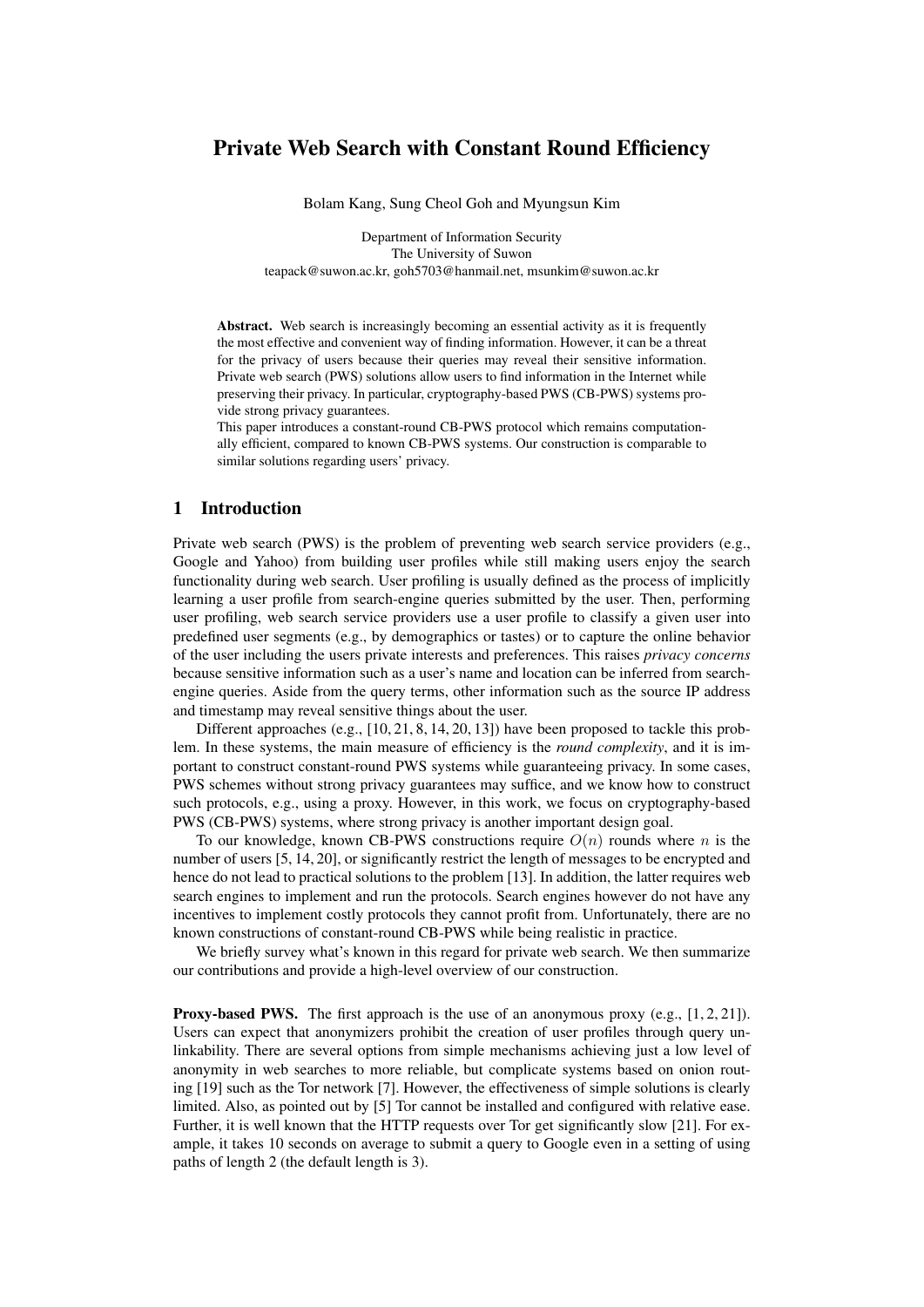# Private Web Search with Constant Round Efficiency

Bolam Kang, Sung Cheol Goh and Myungsun Kim

Department of Information Security
The University of Suwon
teapack@suwon.ac.kr, goh5703@hanmail.net, msunkim@suwon.ac.kr

**Abstract.** Web search is increasingly becoming an essential activity as it is frequently the most effective and convenient way of finding information. However, it can be a threat for the privacy of users because their queries may reveal their sensitive information. Private web search (PWS) solutions allow users to find information in the Internet while preserving their privacy. In particular, cryptography-based PWS (CB-PWS) systems provide strong privacy guarantees.

This paper introduces a constant-round CB-PWS protocol which remains computationally efficient, compared to known CB-PWS systems. Our construction is comparable to similar solutions regarding users' privacy.

## 1 Introduction

Private web search (PWS) is the problem of preventing web search service providers (e.g., Google and Yahoo) from building user profiles while still making users enjoy the search functionality during web search. User profiling is usually defined as the process of implicitly learning a user profile from search-engine queries submitted by the user. Then, performing user profiling, web search service providers use a user profile to classify a given user into predefined user segments (e.g., by demographics or tastes) or to capture the online behavior of the user including the users private interests and preferences. This raises *privacy concerns* because sensitive information such as a user's name and location can be inferred from search-engine queries. Aside from the query terms, other information such as the source IP address and timestamp may reveal sensitive things about the user.

Different approaches (e.g., [10, 21, 8, 14, 20, 13]) have been proposed to tackle this problem. In these systems, the main measure of efficiency is the *round complexity*, and it is important to construct constant-round PWS systems while guaranteeing privacy. In some cases, PWS schemes without strong privacy guarantees may suffice, and we know how to construct such protocols, e.g., using a proxy. However, in this work, we focus on cryptography-based PWS (CB-PWS) systems, where strong privacy is another important design goal.

To our knowledge, known CB-PWS constructions require $O(n)$ rounds where $n$ is the number of users [5, 14, 20], or significantly restrict the length of messages to be encrypted and hence do not lead to practical solutions to the problem [13]. In addition, the latter requires web search engines to implement and run the protocols. Search engines however do not have any incentives to implement costly protocols they cannot profit from. Unfortunately, there are no known constructions of constant-round CB-PWS while being realistic in practice.

We briefly survey what's known in this regard for private web search. We then summarize our contributions and provide a high-level overview of our construction.

**Proxy-based PWS.** The first approach is the use of an anonymous proxy (e.g., [1, 2, 21]). Users can expect that anonymizers prohibit the creation of user profiles through query unlinkability. There are several options from simple mechanisms achieving just a low level of anonymity in web searches to more reliable, but complicate systems based on onion routing [19] such as the Tor network [7]. However, the effectiveness of simple solutions is clearly limited. Also, as pointed out by [5] Tor cannot be installed and configured with relative ease. Further, it is well known that the HTTP requests over Tor get significantly slow [21]. For example, it takes 10 seconds on average to submit a query to Google even in a setting of using paths of length 2 (the default length is 3).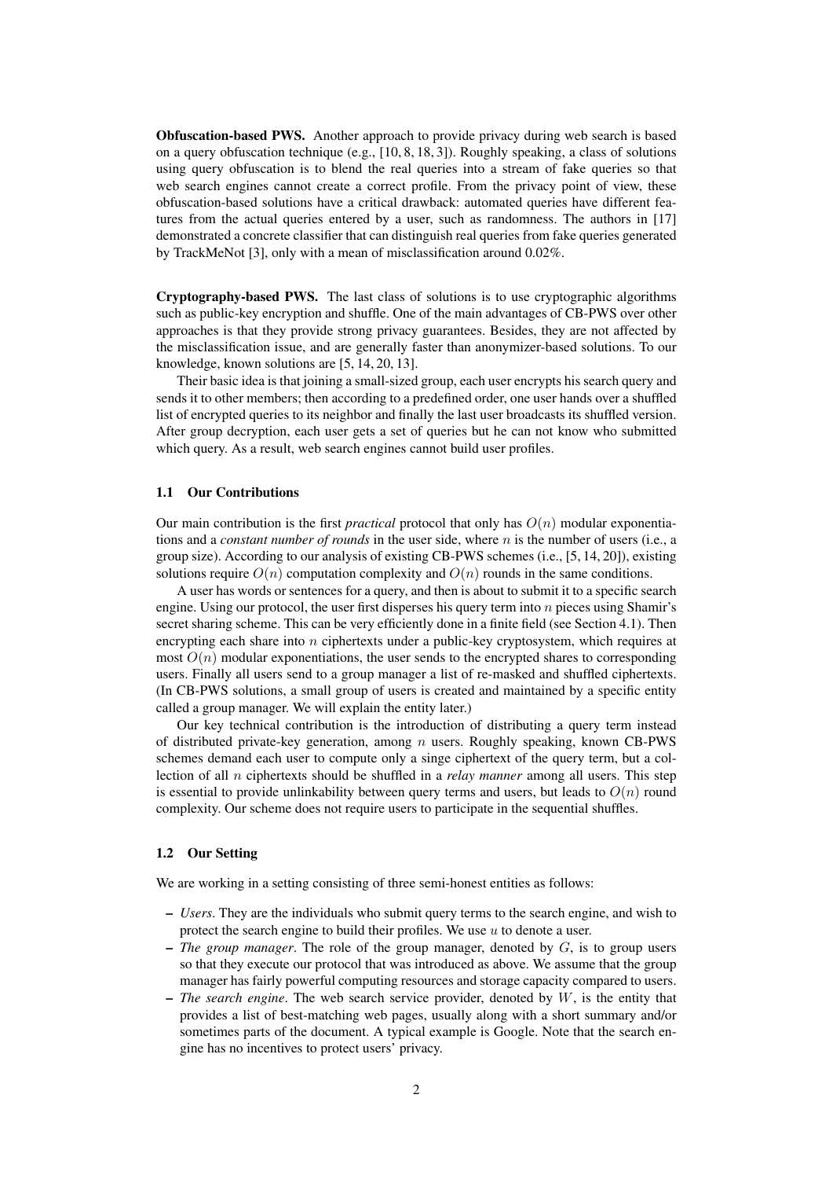**Obfuscation-based PWS.** Another approach to provide privacy during web search is based on a query obfuscation technique (e.g., [10, 8, 18, 3]). Roughly speaking, a class of solutions using query obfuscation is to blend the real queries into a stream of fake queries so that web search engines cannot create a correct profile. From the privacy point of view, these obfuscation-based solutions have a critical drawback: automated queries have different features from the actual queries entered by a user, such as randomness. The authors in [17] demonstrated a concrete classifier that can distinguish real queries from fake queries generated by TrackMeNot [3], only with a mean of misclassification around 0.02%.

**Cryptography-based PWS.** The last class of solutions is to use cryptographic algorithms such as public-key encryption and shuffle. One of the main advantages of CB-PWS over other approaches is that they provide strong privacy guarantees. Besides, they are not affected by the misclassification issue, and are generally faster than anonymizer-based solutions. To our knowledge, known solutions are [5, 14, 20, 13].

Their basic idea is that joining a small-sized group, each user encrypts his search query and sends it to other members; then according to a predefined order, one user hands over a shuffled list of encrypted queries to its neighbor and finally the last user broadcasts its shuffled version. After group decryption, each user gets a set of queries but he can not know who submitted which query. As a result, web search engines cannot build user profiles.

### 1.1 Our Contributions

Our main contribution is the first *practical* protocol that only has $O(n)$ modular exponentiations and a *constant number of rounds* in the user side, where $n$ is the number of users (i.e., a group size). According to our analysis of existing CB-PWS schemes (i.e., [5, 14, 20]), existing solutions require $O(n)$ computation complexity and $O(n)$ rounds in the same conditions.

A user has words or sentences for a query, and then is about to submit it to a specific search engine. Using our protocol, the user first disperses his query term into $n$ pieces using Shamir's secret sharing scheme. This can be very efficiently done in a finite field (see Section 4.1). Then encrypting each share into $n$ ciphertexts under a public-key cryptosystem, which requires at most $O(n)$ modular exponentiations, the user sends to the encrypted shares to corresponding users. Finally all users send to a group manager a list of re-masked and shuffled ciphertexts. (In CB-PWS solutions, a small group of users is created and maintained by a specific entity called a group manager. We will explain the entity later.)

Our key technical contribution is the introduction of distributing a query term instead of distributed private-key generation, among $n$ users. Roughly speaking, known CB-PWS schemes demand each user to compute only a singe ciphertext of the query term, but a collection of all $n$ ciphertexts should be shuffled in a *relay manner* among all users. This step is essential to provide unlinkability between query terms and users, but leads to $O(n)$ round complexity. Our scheme does not require users to participate in the sequential shuffles.

### 1.2 Our Setting

We are working in a setting consisting of three semi-honest entities as follows:

- *Users*. They are the individuals who submit query terms to the search engine, and wish to protect the search engine to build their profiles. We use $u$ to denote a user.
- *The group manager*. The role of the group manager, denoted by $G$, is to group users so that they execute our protocol that was introduced as above. We assume that the group manager has fairly powerful computing resources and storage capacity compared to users.
- *The search engine*. The web search service provider, denoted by $W$, is the entity that provides a list of best-matching web pages, usually along with a short summary and/or sometimes parts of the document. A typical example is Google. Note that the search engine has no incentives to protect users' privacy.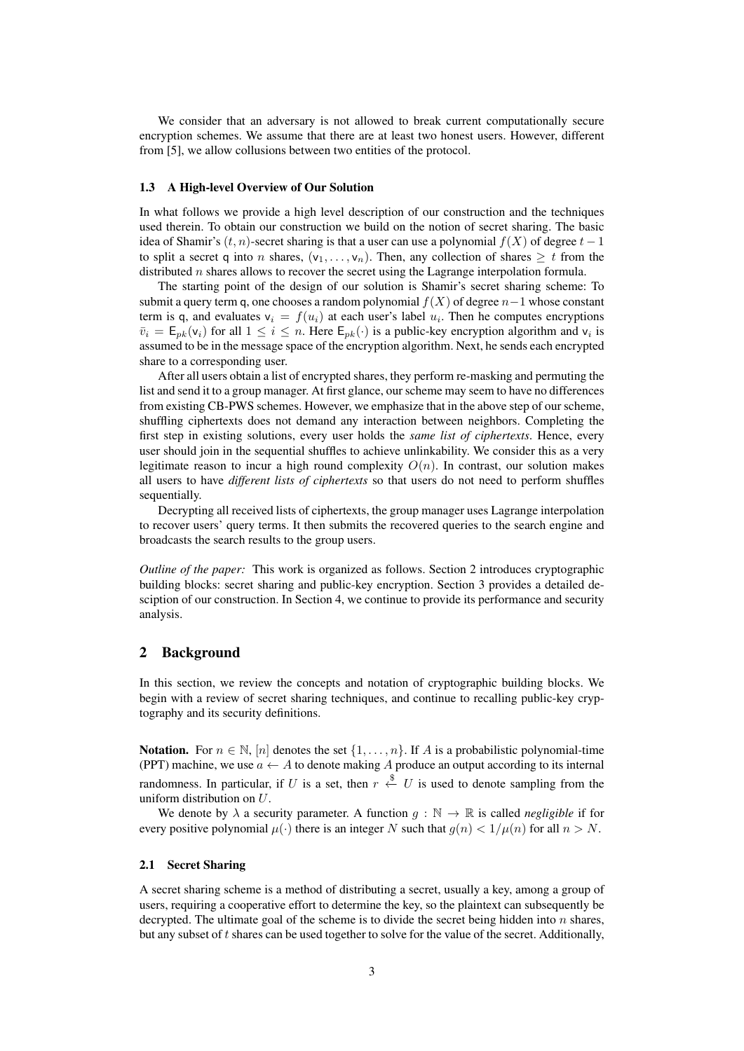We consider that an adversary is not allowed to break current computationally secure encryption schemes. We assume that there are at least two honest users. However, different from [5], we allow collusions between two entities of the protocol.

### 1.3 A High-level Overview of Our Solution

In what follows we provide a high level description of our construction and the techniques used therein. To obtain our construction we build on the notion of secret sharing. The basic idea of Shamir's $(t, n)$-secret sharing is that a user can use a polynomial $f(X)$ of degree $t-1$ to split a secret $\mathsf{q}$ into $n$ shares, $(\mathsf{v}_1, \ldots, \mathsf{v}_n)$. Then, any collection of shares $\geq t$ from the distributed $n$ shares allows to recover the secret using the Lagrange interpolation formula.

The starting point of the design of our solution is Shamir's secret sharing scheme: To submit a query term $\mathsf{q}$, one chooses a random polynomial $f(X)$ of degree $n-1$ whose constant term is $\mathsf{q}$, and evaluates $\mathsf{v}_i = f(u_i)$ at each user's label $u_i$. Then he computes encryptions $\bar{v}_i = \mathsf{E}_{pk}(\mathsf{v}_i)$ for all $1 \leq i \leq n$. Here $\mathsf{E}_{pk}(\cdot)$ is a public-key encryption algorithm and $\mathsf{v}_i$ is assumed to be in the message space of the encryption algorithm. Next, he sends each encrypted share to a corresponding user.

After all users obtain a list of encrypted shares, they perform re-masking and permuting the list and send it to a group manager. At first glance, our scheme may seem to have no differences from existing CB-PWS schemes. However, we emphasize that in the above step of our scheme, shuffling ciphertexts does not demand any interaction between neighbors. Completing the first step in existing solutions, every user holds the *same list of ciphertexts*. Hence, every user should join in the sequential shuffles to achieve unlinkability. We consider this as a very legitimate reason to incur a high round complexity $O(n)$. In contrast, our solution makes all users to have *different lists of ciphertexts* so that users do not need to perform shuffles sequentially.

Decrypting all received lists of ciphertexts, the group manager uses Lagrange interpolation to recover users' query terms. It then submits the recovered queries to the search engine and broadcasts the search results to the group users.

*Outline of the paper:* This work is organized as follows. Section 2 introduces cryptographic building blocks: secret sharing and public-key encryption. Section 3 provides a detailed desciption of our construction. In Section 4, we continue to provide its performance and security analysis.

## 2 Background

In this section, we review the concepts and notation of cryptographic building blocks. We begin with a review of secret sharing techniques, and continue to recalling public-key cryptography and its security definitions.

**Notation.** For $n \in \mathbb{N}$, $[n]$ denotes the set $\{1, \ldots, n\}$. If $A$ is a probabilistic polynomial-time (PPT) machine, we use $a \leftarrow A$ to denote making $A$ produce an output according to its internal randomness. In particular, if $U$ is a set, then $r \overset{\$}{\leftarrow} U$ is used to denote sampling from the uniform distribution on $U$.

We denote by $\lambda$ a security parameter. A function $g : \mathbb{N} \to \mathbb{R}$ is called *negligible* if for every positive polynomial $\mu(\cdot)$ there is an integer $N$ such that $g(n) < 1/\mu(n)$ for all $n > N$.

### 2.1 Secret Sharing

A secret sharing scheme is a method of distributing a secret, usually a key, among a group of users, requiring a cooperative effort to determine the key, so the plaintext can subsequently be decrypted. The ultimate goal of the scheme is to divide the secret being hidden into $n$ shares, but any subset of $t$ shares can be used together to solve for the value of the secret. Additionally,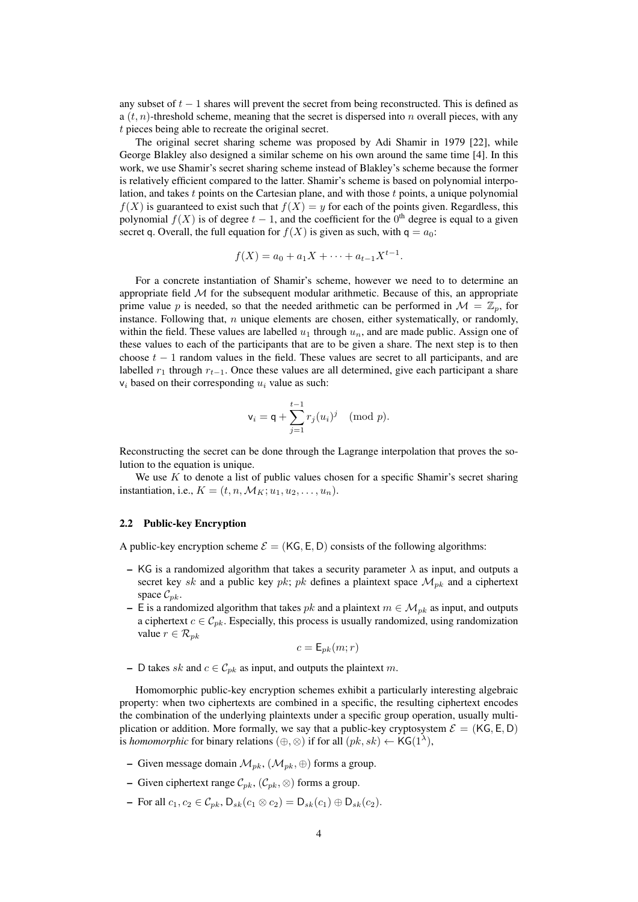any subset of $t-1$ shares will prevent the secret from being reconstructed. This is defined as a $(t, n)$-threshold scheme, meaning that the secret is dispersed into $n$ overall pieces, with any $t$ pieces being able to recreate the original secret.

The original secret sharing scheme was proposed by Adi Shamir in 1979 [22], while George Blakley also designed a similar scheme on his own around the same time [4]. In this work, we use Shamir's secret sharing scheme instead of Blakley's scheme because the former is relatively efficient compared to the latter. Shamir's scheme is based on polynomial interpolation, and takes $t$ points on the Cartesian plane, and with those $t$ points, a unique polynomial $f(X)$ is guaranteed to exist such that $f(X) = y$ for each of the points given. Regardless, this polynomial $f(X)$ is of degree $t-1$, and the coefficient for the $0^{\text{th}}$ degree is equal to a given secret $\mathsf{q}$. Overall, the full equation for $f(X)$ is given as such, with $\mathsf{q} = a_0$:

$$f(X) = a_0 + a_1 X + \cdots + a_{t-1} X^{t-1}.$$

For a concrete instantiation of Shamir's scheme, however we need to to determine an appropriate field $\mathcal{M}$ for the subsequent modular arithmetic. Because of this, an appropriate prime value $p$ is needed, so that the needed arithmetic can be performed in $\mathcal{M} = \mathbb{Z}_p$, for instance. Following that, $n$ unique elements are chosen, either systematically, or randomly, within the field. These values are labelled $u_1$ through $u_n$, and are made public. Assign one of these values to each of the participants that are to be given a share. The next step is to then choose $t-1$ random values in the field. These values are secret to all participants, and are labelled $r_1$ through $r_{t-1}$. Once these values are all determined, give each participant a share $\mathsf{v}_i$ based on their corresponding $u_i$ value as such:

$$\mathsf{v}_i = \mathsf{q} + \sum_{j=1}^{t-1} r_j (u_i)^j \pmod{p}.$$

Reconstructing the secret can be done through the Lagrange interpolation that proves the solution to the equation is unique.

We use $K$ to denote a list of public values chosen for a specific Shamir's secret sharing instantiation, i.e., $K = (t, n, \mathcal{M}_K; u_1, u_2, \ldots, u_n)$.

### 2.2 Public-key Encryption

A public-key encryption scheme $\mathcal{E} = (\mathsf{KG}, \mathsf{E}, \mathsf{D})$ consists of the following algorithms:

- $\mathsf{KG}$ is a randomized algorithm that takes a security parameter $\lambda$ as input, and outputs a secret key $sk$ and a public key $pk$; $pk$ defines a plaintext space $\mathcal{M}_{pk}$ and a ciphertext space $\mathcal{C}_{pk}$.
- $\mathsf{E}$ is a randomized algorithm that takes $pk$ and a plaintext $m \in \mathcal{M}_{pk}$ as input, and outputs a ciphertext $c \in \mathcal{C}_{pk}$. Especially, this process is usually randomized, using randomization value $r \in \mathcal{R}_{pk}$
$$c = \mathsf{E}_{pk}(m; r)$$
- $\mathsf{D}$ takes $sk$ and $c \in \mathcal{C}_{pk}$ as input, and outputs the plaintext $m$.

Homomorphic public-key encryption schemes exhibit a particularly interesting algebraic property: when two ciphertexts are combined in a specific, the resulting ciphertext encodes the combination of the underlying plaintexts under a specific group operation, usually multiplication or addition. More formally, we say that a public-key cryptosystem $\mathcal{E} = (\mathsf{KG}, \mathsf{E}, \mathsf{D})$ is *homomorphic* for binary relations $(\oplus, \otimes)$ if for all $(pk, sk) \leftarrow \mathsf{KG}(1^{\lambda})$,

- Given message domain $\mathcal{M}_{pk}$, $(\mathcal{M}_{pk}, \oplus)$ forms a group.
- Given ciphertext range $\mathcal{C}_{pk}$, $(\mathcal{C}_{pk}, \otimes)$ forms a group.
- For all $c_1, c_2 \in \mathcal{C}_{pk}$, $\mathsf{D}_{sk}(c_1 \otimes c_2) = \mathsf{D}_{sk}(c_1) \oplus \mathsf{D}_{sk}(c_2)$.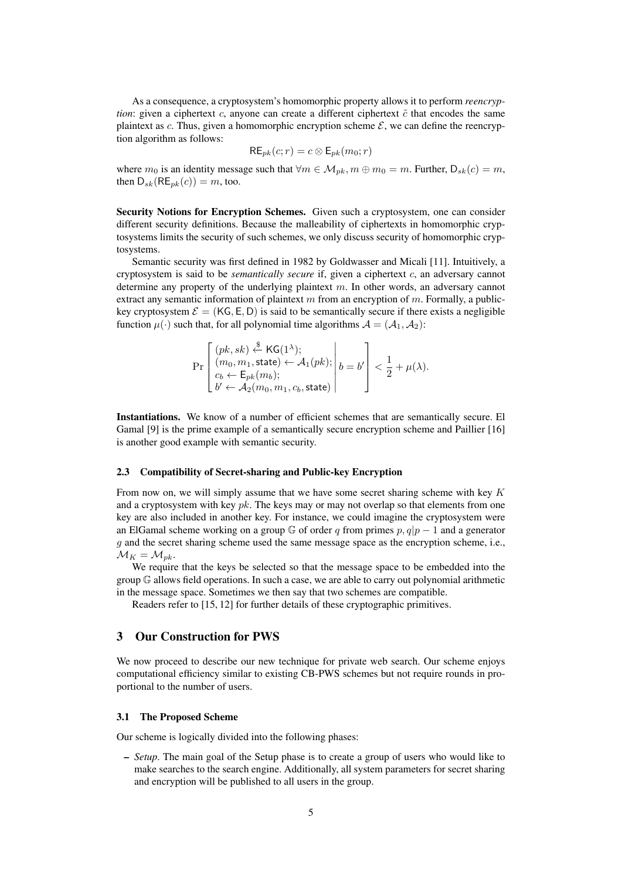As a consequence, a cryptosystem's homomorphic property allows it to perform *reencryption*: given a ciphertext $c$, anyone can create a different ciphertext $\tilde{c}$ that encodes the same plaintext as $c$. Thus, given a homomorphic encryption scheme $\mathcal{E}$, we can define the reencryption algorithm as follows:

$$\mathsf{RE}_{pk}(c; r) = c \otimes \mathsf{E}_{pk}(m_0; r)$$

where $m_0$ is an identity message such that $\forall m \in \mathcal{M}_{pk}, m \oplus m_0 = m$. Further, $\mathsf{D}_{sk}(c) = m$, then $\mathsf{D}_{sk}(\mathsf{RE}_{pk}(c)) = m$, too.

**Security Notions for Encryption Schemes.** Given such a cryptosystem, one can consider different security definitions. Because the malleability of ciphertexts in homomorphic cryptosystems limits the security of such schemes, we only discuss security of homomorphic cryptosystems.

Semantic security was first defined in 1982 by Goldwasser and Micali [11]. Intuitively, a cryptosystem is said to be *semantically secure* if, given a ciphertext $c$, an adversary cannot determine any property of the underlying plaintext $m$. In other words, an adversary cannot extract any semantic information of plaintext $m$ from an encryption of $m$. Formally, a public-key cryptosystem $\mathcal{E} = (\mathsf{KG}, \mathsf{E}, \mathsf{D})$ is said to be semantically secure if there exists a negligible function $\mu(\cdot)$ such that, for all polynomial time algorithms $\mathcal{A} = (\mathcal{A}_1, \mathcal{A}_2)$:

$$\Pr\left[\begin{array}{l|l} (pk, sk) \xleftarrow{\$} \mathsf{KG}(1^\lambda); & \\ (m_0, m_1, \mathsf{state}) \leftarrow \mathcal{A}_1(pk); & b = b' \\ c_b \leftarrow \mathsf{E}_{pk}(m_b); & \\ b' \leftarrow \mathcal{A}_2(m_0, m_1, c_b, \mathsf{state}) & \end{array}\right] < \frac{1}{2} + \mu(\lambda).$$

**Instantiations.** We know of a number of efficient schemes that are semantically secure. El Gamal [9] is the prime example of a semantically secure encryption scheme and Paillier [16] is another good example with semantic security.

### 2.3 Compatibility of Secret-sharing and Public-key Encryption

From now on, we will simply assume that we have some secret sharing scheme with key $K$ and a cryptosystem with key $pk$. The keys may or may not overlap so that elements from one key are also included in another key. For instance, we could imagine the cryptosystem were an ElGamal scheme working on a group $\mathbb{G}$ of order $q$ from primes $p, q | p - 1$ and a generator $g$ and the secret sharing scheme used the same message space as the encryption scheme, i.e., $\mathcal{M}_K = \mathcal{M}_{pk}$.

We require that the keys be selected so that the message space to be embedded into the group $\mathbb{G}$ allows field operations. In such a case, we are able to carry out polynomial arithmetic in the message space. Sometimes we then say that two schemes are compatible.

Readers refer to [15, 12] for further details of these cryptographic primitives.

## 3 Our Construction for PWS

We now proceed to describe our new technique for private web search. Our scheme enjoys computational efficiency similar to existing CB-PWS schemes but not require rounds in proportional to the number of users.

### 3.1 The Proposed Scheme

Our scheme is logically divided into the following phases:

- *Setup*. The main goal of the Setup phase is to create a group of users who would like to make searches to the search engine. Additionally, all system parameters for secret sharing and encryption will be published to all users in the group.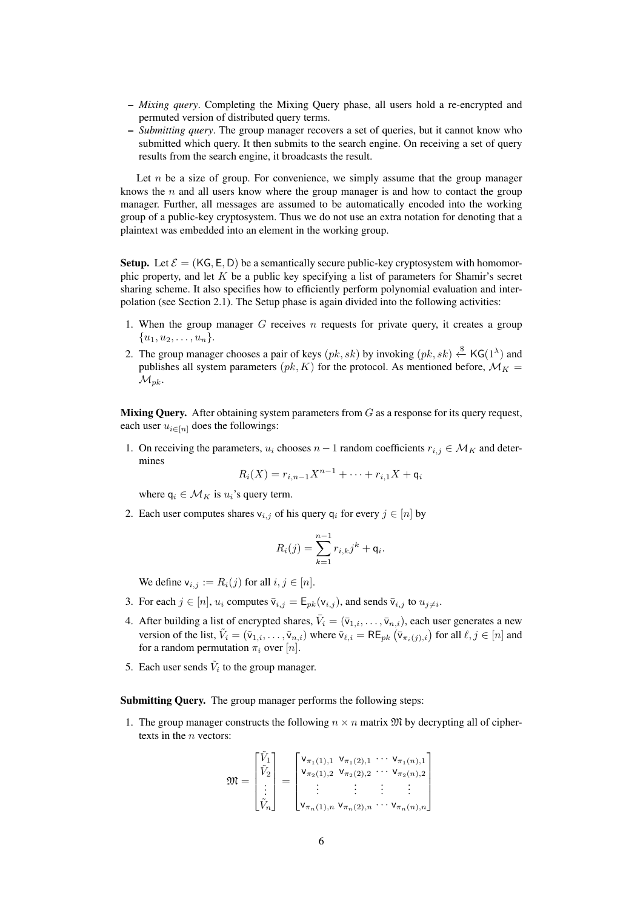- *Mixing query*. Completing the Mixing Query phase, all users hold a re-encrypted and permuted version of distributed query terms.
- *Submitting query*. The group manager recovers a set of queries, but it cannot know who submitted which query. It then submits to the search engine. On receiving a set of query results from the search engine, it broadcasts the result.

Let $n$ be a size of group. For convenience, we simply assume that the group manager knows the $n$ and all users know where the group manager is and how to contact the group manager. Further, all messages are assumed to be automatically encoded into the working group of a public-key cryptosystem. Thus we do not use an extra notation for denoting that a plaintext was embedded into an element in the working group.

**Setup.** Let $\mathcal{E} = (\mathsf{KG}, \mathsf{E}, \mathsf{D})$ be a semantically secure public-key cryptosystem with homomorphic property, and let $K$ be a public key specifying a list of parameters for Shamir's secret sharing scheme. It also specifies how to efficiently perform polynomial evaluation and interpolation (see Section 2.1). The Setup phase is again divided into the following activities:

1. When the group manager $G$ receives $n$ requests for private query, it creates a group $\{u_1, u_2, \ldots, u_n\}$.
2. The group manager chooses a pair of keys $(pk, sk)$ by invoking $(pk, sk) \stackrel{\$}{\leftarrow} \mathsf{KG}(1^\lambda)$ and publishes all system parameters $(pk, K)$ for the protocol. As mentioned before, $\mathcal{M}_K = \mathcal{M}_{pk}$.

**Mixing Query.** After obtaining system parameters from $G$ as a response for its query request, each user $u_{i\in[n]}$ does the followings:

1. On receiving the parameters, $u_i$ chooses $n-1$ random coefficients $r_{i,j} \in \mathcal{M}_K$ and determines
$$R_i(X) = r_{i,n-1}X^{n-1} + \cdots + r_{i,1}X + \mathsf{q}_i$$
where $\mathsf{q}_i \in \mathcal{M}_K$ is $u_i$'s query term.
2. Each user computes shares $\mathsf{v}_{i,j}$ of his query $\mathsf{q}_i$ for every $j \in [n]$ by
$$R_i(j) = \sum_{k=1}^{n-1} r_{i,k} j^k + \mathsf{q}_i.$$
We define $\mathsf{v}_{i,j} := R_i(j)$ for all $i, j \in [n]$.
3. For each $j \in [n]$, $u_i$ computes $\bar{\mathsf{v}}_{i,j} = \mathsf{E}_{pk}(\mathsf{v}_{i,j})$, and sends $\bar{\mathsf{v}}_{i,j}$ to $u_{j\neq i}$.
4. After building a list of encrypted shares, $\bar{V}_i = (\bar{\mathsf{v}}_{1,i}, \ldots, \bar{\mathsf{v}}_{n,i})$, each user generates a new version of the list, $\tilde{V}_i = (\tilde{\mathsf{v}}_{1,i}, \ldots, \tilde{\mathsf{v}}_{n,i})$ where $\tilde{\mathsf{v}}_{\ell,i} = \mathsf{RE}_{pk}\left(\bar{\mathsf{v}}_{\pi_i(j),i}\right)$ for all $\ell, j \in [n]$ and for a random permutation $\pi_i$ over $[n]$.
5. Each user sends $\tilde{V}_i$ to the group manager.

**Submitting Query.** The group manager performs the following steps:

1. The group manager constructs the following $n \times n$ matrix $\mathfrak{M}$ by decrypting all of ciphertexts in the $n$ vectors:
$$\mathfrak{M} = \begin{bmatrix} \tilde{V}_1 \\ \tilde{V}_2 \\ \vdots \\ \tilde{V}_n \end{bmatrix} = \begin{bmatrix} \mathsf{v}_{\pi_1(1),1} & \mathsf{v}_{\pi_1(2),1} & \cdots & \mathsf{v}_{\pi_1(n),1} \\ \mathsf{v}_{\pi_2(1),2} & \mathsf{v}_{\pi_2(2),2} & \cdots & \mathsf{v}_{\pi_2(n),2} \\ \vdots & \vdots & \vdots & \vdots \\ \mathsf{v}_{\pi_n(1),n} & \mathsf{v}_{\pi_n(2),n} & \cdots & \mathsf{v}_{\pi_n(n),n} \end{bmatrix}$$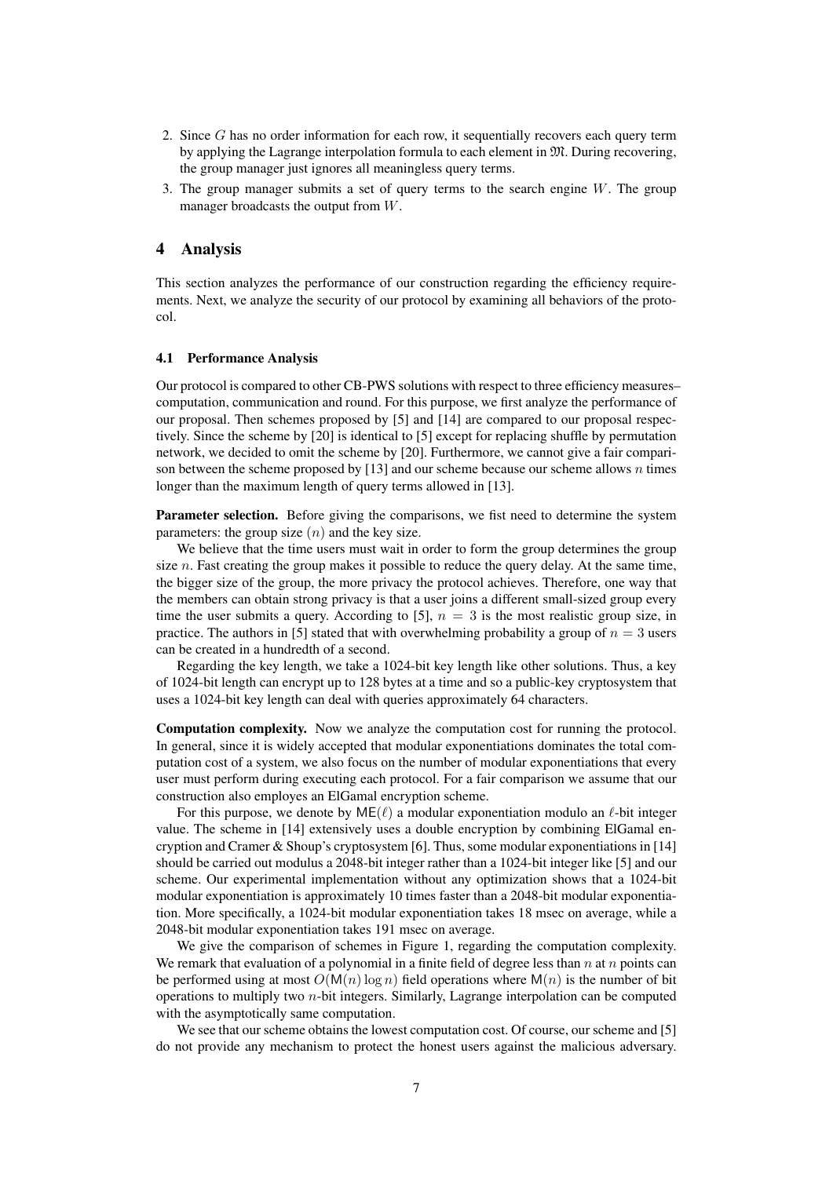2. Since $G$ has no order information for each row, it sequentially recovers each query term by applying the Lagrange interpolation formula to each element in $\mathfrak{M}$. During recovering, the group manager just ignores all meaningless query terms.
3. The group manager submits a set of query terms to the search engine $W$. The group manager broadcasts the output from $W$.

## 4 Analysis

This section analyzes the performance of our construction regarding the efficiency requirements. Next, we analyze the security of our protocol by examining all behaviors of the protocol.

### 4.1 Performance Analysis

Our protocol is compared to other CB-PWS solutions with respect to three efficiency measures– computation, communication and round. For this purpose, we first analyze the performance of our proposal. Then schemes proposed by [5] and [14] are compared to our proposal respectively. Since the scheme by [20] is identical to [5] except for replacing shuffle by permutation network, we decided to omit the scheme by [20]. Furthermore, we cannot give a fair comparison between the scheme proposed by [13] and our scheme because our scheme allows $n$ times longer than the maximum length of query terms allowed in [13].

**Parameter selection.** Before giving the comparisons, we fist need to determine the system parameters: the group size ($n$) and the key size.

We believe that the time users must wait in order to form the group determines the group size $n$. Fast creating the group makes it possible to reduce the query delay. At the same time, the bigger size of the group, the more privacy the protocol achieves. Therefore, one way that the members can obtain strong privacy is that a user joins a different small-sized group every time the user submits a query. According to [5], $n = 3$ is the most realistic group size, in practice. The authors in [5] stated that with overwhelming probability a group of $n = 3$ users can be created in a hundredth of a second.

Regarding the key length, we take a 1024-bit key length like other solutions. Thus, a key of 1024-bit length can encrypt up to 128 bytes at a time and so a public-key cryptosystem that uses a 1024-bit key length can deal with queries approximately 64 characters.

**Computation complexity.** Now we analyze the computation cost for running the protocol. In general, since it is widely accepted that modular exponentiations dominates the total computation cost of a system, we also focus on the number of modular exponentiations that every user must perform during executing each protocol. For a fair comparison we assume that our construction also employes an ElGamal encryption scheme.

For this purpose, we denote by $\mathsf{ME}(\ell)$ a modular exponentiation modulo an $\ell$-bit integer value. The scheme in [14] extensively uses a double encryption by combining ElGamal encryption and Cramer & Shoup's cryptosystem [6]. Thus, some modular exponentiations in [14] should be carried out modulus a 2048-bit integer rather than a 1024-bit integer like [5] and our scheme. Our experimental implementation without any optimization shows that a 1024-bit modular exponentiation is approximately 10 times faster than a 2048-bit modular exponentiation. More specifically, a 1024-bit modular exponentiation takes 18 msec on average, while a 2048-bit modular exponentiation takes 191 msec on average.

We give the comparison of schemes in Figure 1, regarding the computation complexity. We remark that evaluation of a polynomial in a finite field of degree less than $n$ at $n$ points can be performed using at most $O(\mathsf{M}(n) \log n)$ field operations where $\mathsf{M}(n)$ is the number of bit operations to multiply two $n$-bit integers. Similarly, Lagrange interpolation can be computed with the asymptotically same computation.

We see that our scheme obtains the lowest computation cost. Of course, our scheme and [5] do not provide any mechanism to protect the honest users against the malicious adversary.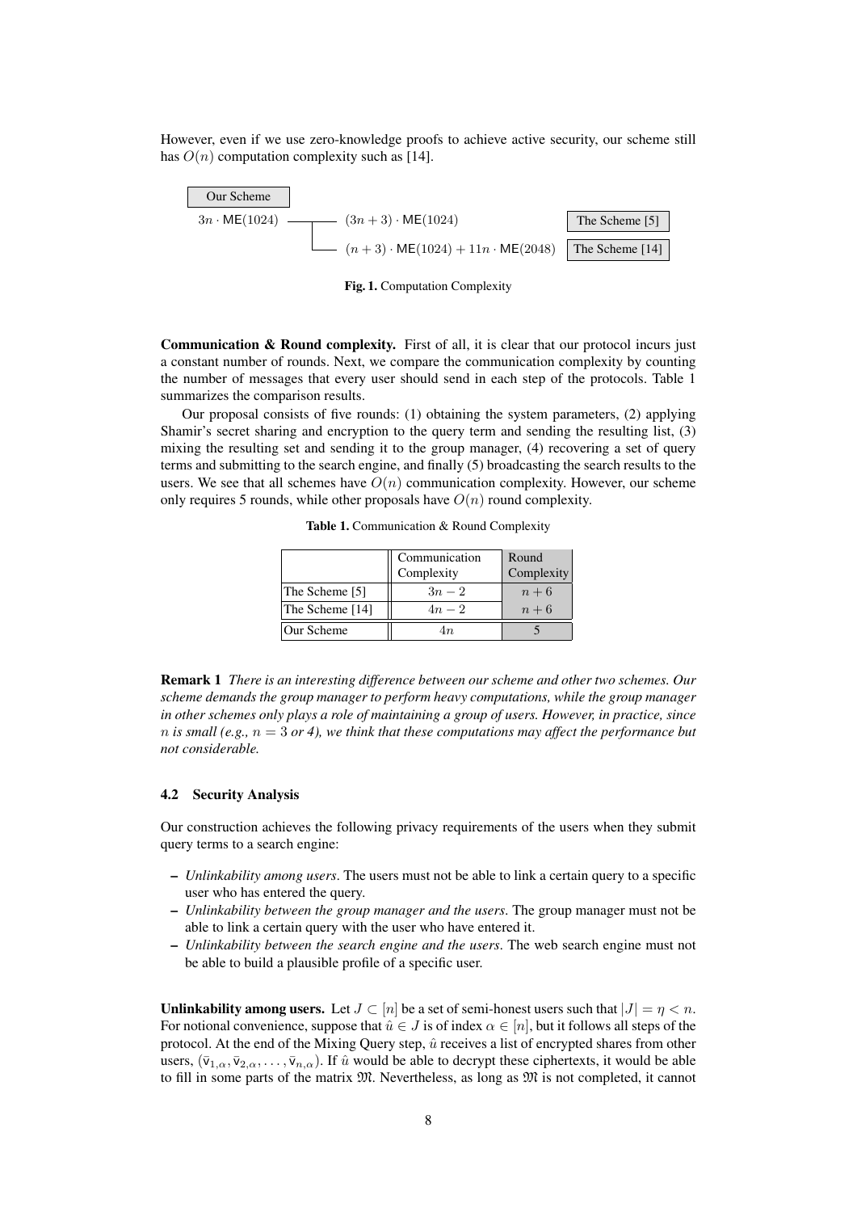However, even if we use zero-knowledge proofs to achieve active security, our scheme still has $O(n)$ computation complexity such as [14].

| Our Scheme | | |
|---|---|---|
| $3n \cdot \mathsf{ME}(1024)$ | $(3n+3) \cdot \mathsf{ME}(1024)$ | The Scheme [5] |
| | $(n+3) \cdot \mathsf{ME}(1024) + 11n \cdot \mathsf{ME}(2048)$ | The Scheme [14] |

**Fig. 1.** Computation Complexity

**Communication & Round complexity.** First of all, it is clear that our protocol incurs just a constant number of rounds. Next, we compare the communication complexity by counting the number of messages that every user should send in each step of the protocols. Table 1 summarizes the comparison results.

Our proposal consists of five rounds: (1) obtaining the system parameters, (2) applying Shamir's secret sharing and encryption to the query term and sending the resulting list, (3) mixing the resulting set and sending it to the group manager, (4) recovering a set of query terms and submitting to the search engine, and finally (5) broadcasting the search results to the users. We see that all schemes have $O(n)$ communication complexity. However, our scheme only requires 5 rounds, while other proposals have $O(n)$ round complexity.

**Table 1.** Communication & Round Complexity

| | Communication Complexity | Round Complexity |
|---|---|---|
| The Scheme [5] | $3n-2$ | $n+6$ |
| The Scheme [14] | $4n-2$ | $n+6$ |
| Our Scheme | $4n$ | 5 |

**Remark 1** *There is an interesting difference between our scheme and other two schemes. Our scheme demands the group manager to perform heavy computations, while the group manager in other schemes only plays a role of maintaining a group of users. However, in practice, since $n$ is small (e.g., $n = 3$ or 4), we think that these computations may affect the performance but not considerable.*

### 4.2 Security Analysis

Our construction achieves the following privacy requirements of the users when they submit query terms to a search engine:

- *Unlinkability among users*. The users must not be able to link a certain query to a specific user who has entered the query.
- *Unlinkability between the group manager and the users*. The group manager must not be able to link a certain query with the user who have entered it.
- *Unlinkability between the search engine and the users*. The web search engine must not be able to build a plausible profile of a specific user.

**Unlinkability among users.** Let $J \subset [n]$ be a set of semi-honest users such that $|J| = \eta < n$. For notional convenience, suppose that $\hat{u} \in J$ is of index $\alpha \in [n]$, but it follows all steps of the protocol. At the end of the Mixing Query step, $\hat{u}$ receives a list of encrypted shares from other users, $(\bar{v}_{1,\alpha}, \bar{v}_{2,\alpha}, \ldots, \bar{v}_{n,\alpha})$. If $\hat{u}$ would be able to decrypt these ciphertexts, it would be able to fill in some parts of the matrix $\mathfrak{M}$. Nevertheless, as long as $\mathfrak{M}$ is not completed, it cannot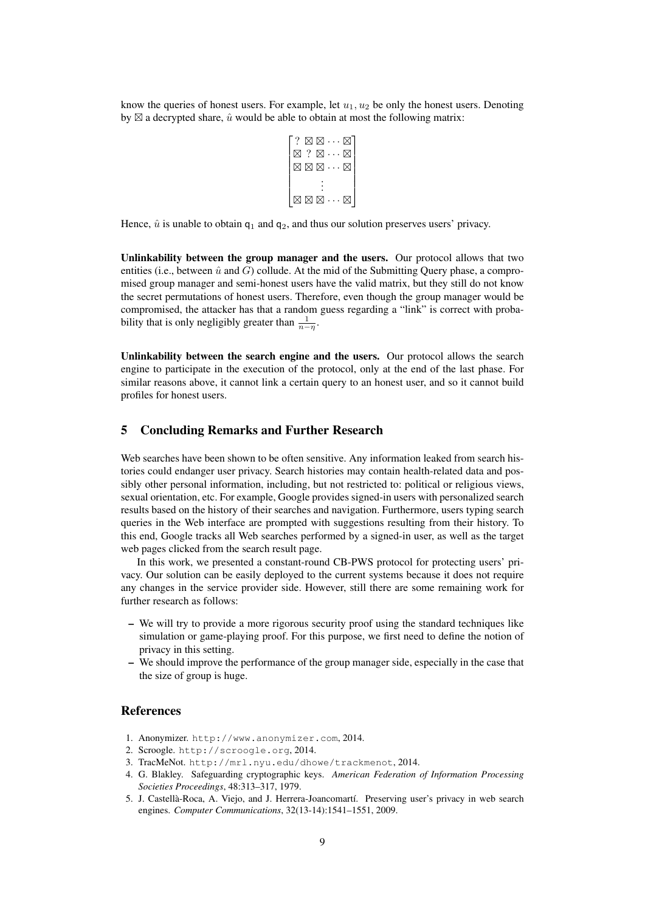know the queries of honest users. For example, let $u_1, u_2$ be only the honest users. Denoting by $\boxtimes$ a decrypted share, $\hat{u}$ would be able to obtain at most the following matrix:

$$\begin{bmatrix} ? \; \boxtimes \; \boxtimes \cdots \boxtimes \\ \boxtimes \; ? \; \boxtimes \cdots \boxtimes \\ \boxtimes \; \boxtimes \; \boxtimes \cdots \boxtimes \\ \vdots \\ \boxtimes \; \boxtimes \; \boxtimes \cdots \boxtimes \end{bmatrix}$$

Hence, $\hat{u}$ is unable to obtain $\mathsf{q}_1$ and $\mathsf{q}_2$, and thus our solution preserves users' privacy.

**Unlinkability between the group manager and the users.** Our protocol allows that two entities (i.e., between $\hat{u}$ and $G$) collude. At the mid of the Submitting Query phase, a compromised group manager and semi-honest users have the valid matrix, but they still do not know the secret permutations of honest users. Therefore, even though the group manager would be compromised, the attacker has that a random guess regarding a "link" is correct with probability that is only negligibly greater than $\frac{1}{n-\eta}$.

**Unlinkability between the search engine and the users.** Our protocol allows the search engine to participate in the execution of the protocol, only at the end of the last phase. For similar reasons above, it cannot link a certain query to an honest user, and so it cannot build profiles for honest users.

## 5 Concluding Remarks and Further Research

Web searches have been shown to be often sensitive. Any information leaked from search histories could endanger user privacy. Search histories may contain health-related data and possibly other personal information, including, but not restricted to: political or religious views, sexual orientation, etc. For example, Google provides signed-in users with personalized search results based on the history of their searches and navigation. Furthermore, users typing search queries in the Web interface are prompted with suggestions resulting from their history. To this end, Google tracks all Web searches performed by a signed-in user, as well as the target web pages clicked from the search result page.

In this work, we presented a constant-round CB-PWS protocol for protecting users' privacy. Our solution can be easily deployed to the current systems because it does not require any changes in the service provider side. However, still there are some remaining work for further research as follows:

- We will try to provide a more rigorous security proof using the standard techniques like simulation or game-playing proof. For this purpose, we first need to define the notion of privacy in this setting.
- We should improve the performance of the group manager side, especially in the case that the size of group is huge.

## References

1. Anonymizer. `http://www.anonymizer.com`, 2014.
2. Scroogle. `http://scroogle.org`, 2014.
3. TracMeNot. `http://mrl.nyu.edu/dhowe/trackmenot`, 2014.
4. G. Blakley. Safeguarding cryptographic keys. *American Federation of Information Processing Societies Proceedings*, 48:313–317, 1979.
5. J. Castellà-Roca, A. Viejo, and J. Herrera-Joancomartí. Preserving user's privacy in web search engines. *Computer Communications*, 32(13-14):1541–1551, 2009.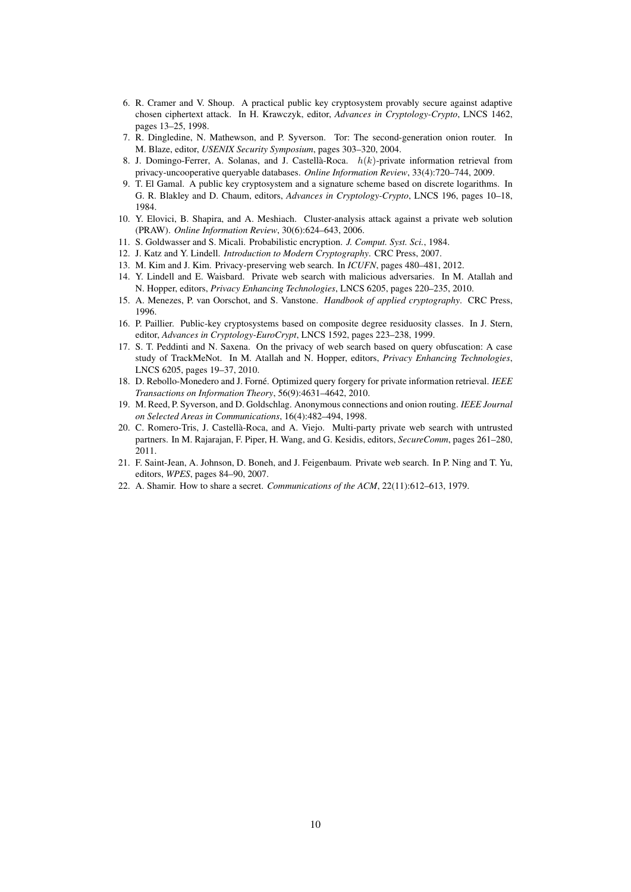6. R. Cramer and V. Shoup. A practical public key cryptosystem provably secure against adaptive chosen ciphertext attack. In H. Krawczyk, editor, *Advances in Cryptology-Crypto*, LNCS 1462, pages 13–25, 1998.
7. R. Dingledine, N. Mathewson, and P. Syverson. Tor: The second-generation onion router. In M. Blaze, editor, *USENIX Security Symposium*, pages 303–320, 2004.
8. J. Domingo-Ferrer, A. Solanas, and J. Castellà-Roca. $h(k)$-private information retrieval from privacy-uncooperative queryable databases. *Online Information Review*, 33(4):720–744, 2009.
9. T. El Gamal. A public key cryptosystem and a signature scheme based on discrete logarithms. In G. R. Blakley and D. Chaum, editors, *Advances in Cryptology-Crypto*, LNCS 196, pages 10–18, 1984.
10. Y. Elovici, B. Shapira, and A. Meshiach. Cluster-analysis attack against a private web solution (PRAW). *Online Information Review*, 30(6):624–643, 2006.
11. S. Goldwasser and S. Micali. Probabilistic encryption. *J. Comput. Syst. Sci.*, 1984.
12. J. Katz and Y. Lindell. *Introduction to Modern Cryptography*. CRC Press, 2007.
13. M. Kim and J. Kim. Privacy-preserving web search. In *ICUFN*, pages 480–481, 2012.
14. Y. Lindell and E. Waisbard. Private web search with malicious adversaries. In M. Atallah and N. Hopper, editors, *Privacy Enhancing Technologies*, LNCS 6205, pages 220–235, 2010.
15. A. Menezes, P. van Oorschot, and S. Vanstone. *Handbook of applied cryptography*. CRC Press, 1996.
16. P. Paillier. Public-key cryptosystems based on composite degree residuosity classes. In J. Stern, editor, *Advances in Cryptology-EuroCrypt*, LNCS 1592, pages 223–238, 1999.
17. S. T. Peddinti and N. Saxena. On the privacy of web search based on query obfuscation: A case study of TrackMeNot. In M. Atallah and N. Hopper, editors, *Privacy Enhancing Technologies*, LNCS 6205, pages 19–37, 2010.
18. D. Rebollo-Monedero and J. Forné. Optimized query forgery for private information retrieval. *IEEE Transactions on Information Theory*, 56(9):4631–4642, 2010.
19. M. Reed, P. Syverson, and D. Goldschlag. Anonymous connections and onion routing. *IEEE Journal on Selected Areas in Communications*, 16(4):482–494, 1998.
20. C. Romero-Tris, J. Castellà-Roca, and A. Viejo. Multi-party private web search with untrusted partners. In M. Rajarajan, F. Piper, H. Wang, and G. Kesidis, editors, *SecureComm*, pages 261–280, 2011.
21. F. Saint-Jean, A. Johnson, D. Boneh, and J. Feigenbaum. Private web search. In P. Ning and T. Yu, editors, *WPES*, pages 84–90, 2007.
22. A. Shamir. How to share a secret. *Communications of the ACM*, 22(11):612–613, 1979.